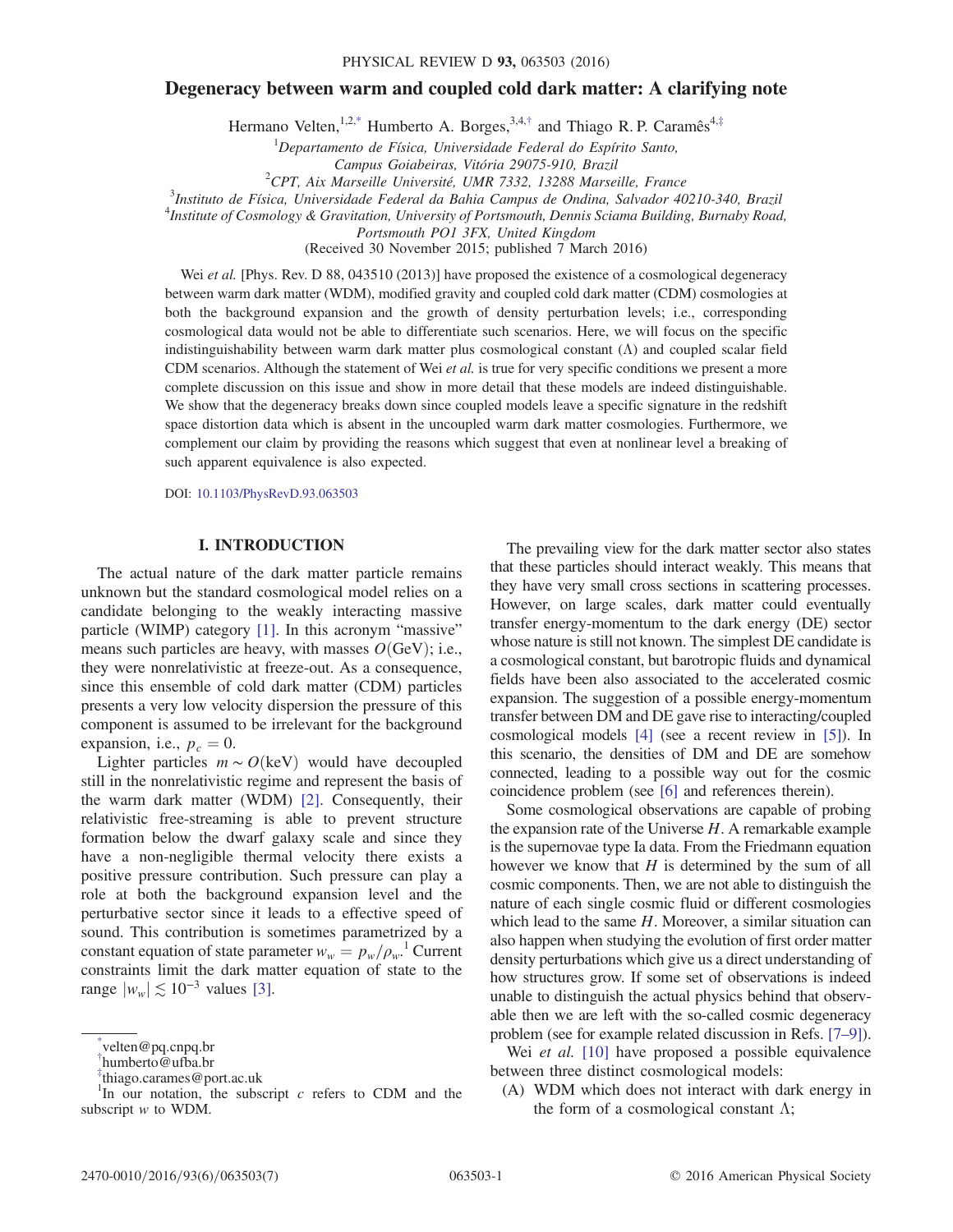# Degeneracy between warm and coupled cold dark matter: A clarifying note

Hermano Velten,[1,2,*] Humberto A. Borges,[3,4,†] and Thiago R. P. Caramês[4,‡]

[1]Departamento de Física, Universidade Federal do Espírito Santo, Campus Goiabeiras, Vitória 29075-910, Brazil

[2]CPT, Aix Marseille Université, UMR 7332, 13288 Marseille, France

[3]Instituto de Física, Universidade Federal da Bahia Campus de Ondina, Salvador 40210-340, Brazil

[4]Institute of Cosmology & Gravitation, University of Portsmouth, Dennis Sciama Building, Burnaby Road, Portsmouth PO1 3FX, United Kingdom

(Received 30 November 2015; published 7 March 2016)

Wei *et al.* [Phys. Rev. D 88, 043510 (2013)] have proposed the existence of a cosmological degeneracy between warm dark matter (WDM), modified gravity and coupled cold dark matter (CDM) cosmologies at both the background expansion and the growth of density perturbation levels; i.e., corresponding cosmological data would not be able to differentiate such scenarios. Here, we will focus on the specific indistinguishability between warm dark matter plus cosmological constant ($\Lambda$) and coupled scalar field CDM scenarios. Although the statement of Wei *et al.* is true for very specific conditions we present a more complete discussion on this issue and show in more detail that these models are indeed distinguishable. We show that the degeneracy breaks down since coupled models leave a specific signature in the redshift space distortion data which is absent in the uncoupled warm dark matter cosmologies. Furthermore, we complement our claim by providing the reasons which suggest that even at nonlinear level a breaking of such apparent equivalence is also expected.

DOI: 10.1103/PhysRevD.93.063503

## I. INTRODUCTION

The actual nature of the dark matter particle remains unknown but the standard cosmological model relies on a candidate belonging to the weakly interacting massive particle (WIMP) category [1]. In this acronym "massive" means such particles are heavy, with masses $O(\mathrm{GeV})$; i.e., they were nonrelativistic at freeze-out. As a consequence, since this ensemble of cold dark matter (CDM) particles presents a very low velocity dispersion the pressure of this component is assumed to be irrelevant for the background expansion, i.e., $p_c = 0$.

Lighter particles $m \sim O(\mathrm{keV})$ would have decoupled still in the nonrelativistic regime and represent the basis of the warm dark matter (WDM) [2]. Consequently, their relativistic free-streaming is able to prevent structure formation below the dwarf galaxy scale and since they have a non-negligible thermal velocity there exists a positive pressure contribution. Such pressure can play a role at both the background expansion level and the perturbative sector since it leads to a effective speed of sound. This contribution is sometimes parametrized by a constant equation of state parameter $w_w = p_w/\rho_w$.[1] Current constraints limit the dark matter equation of state to the range $|w_w| \lesssim 10^{-3}$ values [3].

The prevailing view for the dark matter sector also states that these particles should interact weakly. This means that they have very small cross sections in scattering processes. However, on large scales, dark matter could eventually transfer energy-momentum to the dark energy (DE) sector whose nature is still not known. The simplest DE candidate is a cosmological constant, but barotropic fluids and dynamical fields have been also associated to the accelerated cosmic expansion. The suggestion of a possible energy-momentum transfer between DM and DE gave rise to interacting/coupled cosmological models [4] (see a recent review in [5]). In this scenario, the densities of DM and DE are somehow connected, leading to a possible way out for the cosmic coincidence problem (see [6] and references therein).

Some cosmological observations are capable of probing the expansion rate of the Universe $H$. A remarkable example is the supernovae type Ia data. From the Friedmann equation however we know that $H$ is determined by the sum of all cosmic components. Then, we are not able to distinguish the nature of each single cosmic fluid or different cosmologies which lead to the same $H$. Moreover, a similar situation can also happen when studying the evolution of first order matter density perturbations which give us a direct understanding of how structures grow. If some set of observations is indeed unable to distinguish the actual physics behind that observable then we are left with the so-called cosmic degeneracy problem (see for example related discussion in Refs. [7–9]).

Wei *et al.* [10] have proposed a possible equivalence between three distinct cosmological models:

(A) WDM which does not interact with dark energy in the form of a cosmological constant $\Lambda$;

---

[*] velten@pq.cnpq.br

[†] humberto@ufba.br

[‡] thiago.carames@port.ac.uk

[1] In our notation, the subscript $c$ refers to CDM and the subscript $w$ to WDM.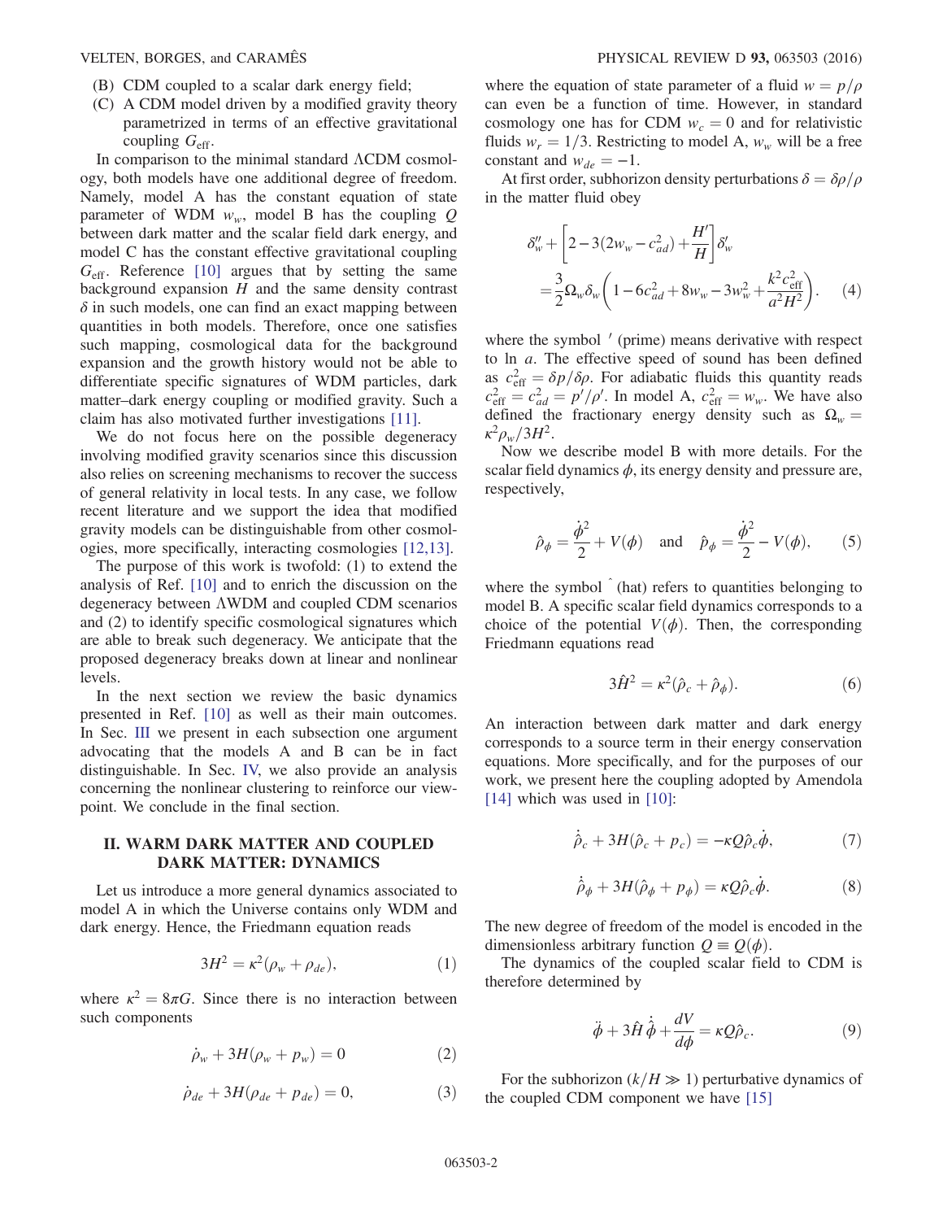(B) CDM coupled to a scalar dark energy field;

(C) A CDM model driven by a modified gravity theory parametrized in terms of an effective gravitational coupling $G_{\rm eff}$.

In comparison to the minimal standard ΛCDM cosmology, both models have one additional degree of freedom. Namely, model A has the constant equation of state parameter of WDM $w_w$, model B has the coupling $Q$ between dark matter and the scalar field dark energy, and model C has the constant effective gravitational coupling $G_{\rm eff}$. Reference [10] argues that by setting the same background expansion $H$ and the same density contrast $\delta$ in such models, one can find an exact mapping between quantities in both models. Therefore, once one satisfies such mapping, cosmological data for the background expansion and the growth history would not be able to differentiate specific signatures of WDM particles, dark matter–dark energy coupling or modified gravity. Such a claim has also motivated further investigations [11].

We do not focus here on the possible degeneracy involving modified gravity scenarios since this discussion also relies on screening mechanisms to recover the success of general relativity in local tests. In any case, we follow recent literature and we support the idea that modified gravity models can be distinguishable from other cosmologies, more specifically, interacting cosmologies [12,13].

The purpose of this work is twofold: (1) to extend the analysis of Ref. [10] and to enrich the discussion on the degeneracy between ΛWDM and coupled CDM scenarios and (2) to identify specific cosmological signatures which are able to break such degeneracy. We anticipate that the proposed degeneracy breaks down at linear and nonlinear levels.

In the next section we review the basic dynamics presented in Ref. [10] as well as their main outcomes. In Sec. III we present in each subsection one argument advocating that the models A and B can be in fact distinguishable. In Sec. IV, we also provide an analysis concerning the nonlinear clustering to reinforce our viewpoint. We conclude in the final section.

## II. WARM DARK MATTER AND COUPLED DARK MATTER: DYNAMICS

Let us introduce a more general dynamics associated to model A in which the Universe contains only WDM and dark energy. Hence, the Friedmann equation reads

$$3H^2 = \kappa^2(\rho_w + \rho_{de}), \tag{1}$$

where $\kappa^2 = 8\pi G$. Since there is no interaction between such components

$$\dot{\rho}_w + 3H(\rho_w + p_w) = 0 \tag{2}$$

$$\dot{\rho}_{de} + 3H(\rho_{de} + p_{de}) = 0, \tag{3}$$

where the equation of state parameter of a fluid $w = p/\rho$ can even be a function of time. However, in standard cosmology one has for CDM $w_c = 0$ and for relativistic fluids $w_r = 1/3$. Restricting to model A, $w_w$ will be a free constant and $w_{de} = -1$.

At first order, subhorizon density perturbations $\delta = \delta\rho/\rho$ in the matter fluid obey

$$\delta_w'' + \left[2 - 3(2w_w - c_{ad}^2) + \frac{H'}{H}\right]\delta_w' = \frac{3}{2}\Omega_w\delta_w\left(1 - 6c_{ad}^2 + 8w_w - 3w_w^2 + \frac{k^2 c_{\rm eff}^2}{a^2H^2}\right). \tag{4}$$

where the symbol $'$ (prime) means derivative with respect to ln $a$. The effective speed of sound has been defined as $c_{\rm eff}^2 = \delta p/\delta\rho$. For adiabatic fluids this quantity reads $c_{\rm eff}^2 = c_{ad}^2 = p'/\rho'$. In model A, $c_{\rm eff}^2 = w_w$. We have also defined the fractionary energy density such as $\Omega_w = \kappa^2\rho_w/3H^2$.

Now we describe model B with more details. For the scalar field dynamics $\phi$, its energy density and pressure are, respectively,

$$\hat{\rho}_\phi = \frac{\dot{\phi}^2}{2} + V(\phi) \quad \text{and} \quad \hat{p}_\phi = \frac{\dot{\phi}^2}{2} - V(\phi), \tag{5}$$

where the symbol $\hat{}$ (hat) refers to quantities belonging to model B. A specific scalar field dynamics corresponds to a choice of the potential $V(\phi)$. Then, the corresponding Friedmann equations read

$$3\hat{H}^2 = \kappa^2(\hat{\rho}_c + \hat{\rho}_\phi). \tag{6}$$

An interaction between dark matter and dark energy corresponds to a source term in their energy conservation equations. More specifically, and for the purposes of our work, we present here the coupling adopted by Amendola [14] which was used in [10]:

$$\dot{\hat{\rho}}_c + 3H(\hat{\rho}_c + p_c) = -\kappa Q\hat{\rho}_c\dot{\phi}, \tag{7}$$

$$\dot{\hat{\rho}}_\phi + 3H(\hat{\rho}_\phi + p_\phi) = \kappa Q\hat{\rho}_c\dot{\phi}. \tag{8}$$

The new degree of freedom of the model is encoded in the dimensionless arbitrary function $Q \equiv Q(\phi)$.

The dynamics of the coupled scalar field to CDM is therefore determined by

$$\ddot{\phi} + 3\hat{H}\dot{\hat{\phi}} + \frac{dV}{d\phi} = \kappa Q\hat{\rho}_c. \tag{9}$$

For the subhorizon ($k/H \gg 1$) perturbative dynamics of the coupled CDM component we have [15]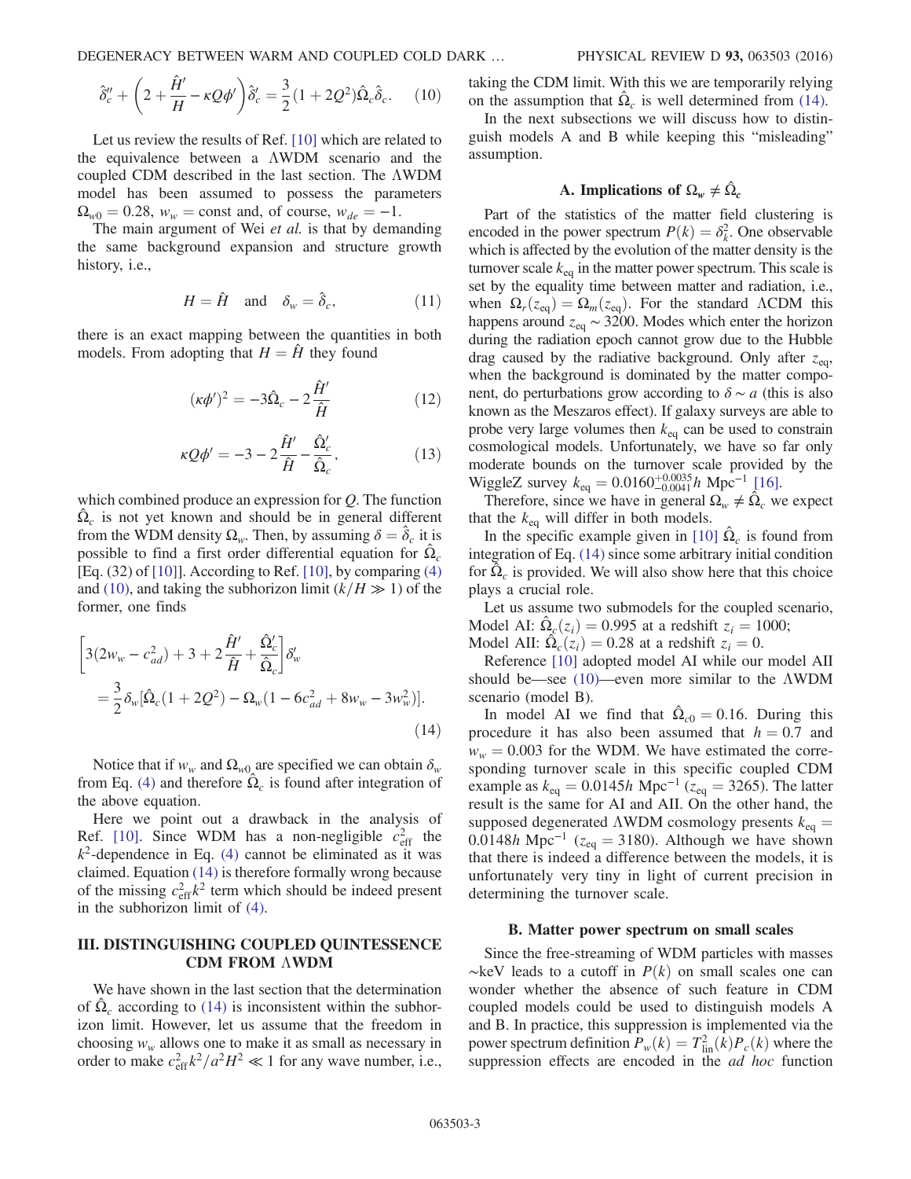$$\hat{\delta}_c'' + \left(2 + \frac{\hat{H}'}{H} - \kappa Q \phi'\right)\hat{\delta}_c' = \frac{3}{2}(1 + 2Q^2)\hat{\Omega}_c \hat{\delta}_c. \quad (10)$$

Let us review the results of Ref. [10] which are related to the equivalence between a ΛWDM scenario and the coupled CDM described in the last section. The ΛWDM model has been assumed to possess the parameters $\Omega_{w0} = 0.28$, $w_w = \text{const}$ and, of course, $w_{de} = -1$.

The main argument of Wei *et al.* is that by demanding the same background expansion and structure growth history, i.e.,

$$H = \hat{H} \quad \text{and} \quad \delta_w = \hat{\delta}_c, \quad (11)$$

there is an exact mapping between the quantities in both models. From adopting that $H = \hat{H}$ they found

$$(\kappa \phi')^2 = -3\hat{\Omega}_c - 2\frac{\hat{H}'}{\hat{H}} \quad (12)$$

$$\kappa Q \phi' = -3 - 2\frac{\hat{H}'}{\hat{H}} - \frac{\hat{\Omega}_c'}{\hat{\Omega}_c}, \quad (13)$$

which combined produce an expression for $Q$. The function $\hat{\Omega}_c$ is not yet known and should be in general different from the WDM density $\Omega_w$. Then, by assuming $\delta = \hat{\delta}_c$ it is possible to find a first order differential equation for $\hat{\Omega}_c$ [Eq. (32) of [10]]. According to Ref. [10], by comparing (4) and (10), and taking the subhorizon limit ($k/H \gg 1$) of the former, one finds

$$\left[3(2w_w - c_{ad}^2) + 3 + 2\frac{\hat{H}'}{\hat{H}} + \frac{\hat{\Omega}_c'}{\hat{\Omega}_c}\right]\delta_w' = \frac{3}{2}\delta_w[\hat{\Omega}_c(1 + 2Q^2) - \Omega_w(1 - 6c_{ad}^2 + 8w_w - 3w_w^2)]. \quad (14)$$

Notice that if $w_w$ and $\Omega_{w0}$ are specified we can obtain $\delta_w$ from Eq. (4) and therefore $\hat{\Omega}_c$ is found after integration of the above equation.

Here we point out a drawback in the analysis of Ref. [10]. Since WDM has a non-negligible $c_{\text{eff}}^2$ the $k^2$-dependence in Eq. (4) cannot be eliminated as it was claimed. Equation (14) is therefore formally wrong because of the missing $c_{\text{eff}}^2 k^2$ term which should be indeed present in the subhorizon limit of (4).

## III. DISTINGUISHING COUPLED QUINTESSENCE CDM FROM ΛWDM

We have shown in the last section that the determination of $\hat{\Omega}_c$ according to (14) is inconsistent within the subhorizon limit. However, let us assume that the freedom in choosing $w_w$ allows one to make it as small as necessary in order to make $c_{\text{eff}}^2 k^2/a^2H^2 \ll 1$ for any wave number, i.e., taking the CDM limit. With this we are temporarily relying on the assumption that $\hat{\Omega}_c$ is well determined from (14).

In the next subsections we will discuss how to distinguish models A and B while keeping this "misleading" assumption.

### A. Implications of $\Omega_w \neq \hat{\Omega}_c$

Part of the statistics of the matter field clustering is encoded in the power spectrum $P(k) = \delta_k^2$. One observable which is affected by the evolution of the matter density is the turnover scale $k_{\text{eq}}$ in the matter power spectrum. This scale is set by the equality time between matter and radiation, i.e., when $\Omega_r(z_{\text{eq}}) = \Omega_m(z_{\text{eq}})$. For the standard ΛCDM this happens around $z_{\text{eq}} \sim 3200$. Modes which enter the horizon during the radiation epoch cannot grow due to the Hubble drag caused by the radiative background. Only after $z_{\text{eq}}$, when the background is dominated by the matter component, do perturbations grow according to $\delta \sim a$ (this is also known as the Meszaros effect). If galaxy surveys are able to probe very large volumes then $k_{\text{eq}}$ can be used to constrain cosmological models. Unfortunately, we have so far only moderate bounds on the turnover scale provided by the WiggleZ survey $k_{\text{eq}} = 0.0160^{+0.0035}_{-0.0041} h\ \text{Mpc}^{-1}$ [16].

Therefore, since we have in general $\Omega_w \neq \hat{\Omega}_c$ we expect that the $k_{\text{eq}}$ will differ in both models.

In the specific example given in [10] $\hat{\Omega}_c$ is found from integration of Eq. (14) since some arbitrary initial condition for $\hat{\Omega}_c$ is provided. We will also show here that this choice plays a crucial role.

Let us assume two submodels for the coupled scenario,
Model AI: $\hat{\Omega}_c(z_i) = 0.995$ at a redshift $z_i = 1000$;
Model AII: $\hat{\Omega}_c(z_i) = 0.28$ at a redshift $z_i = 0$.

Reference [10] adopted model AI while our model AII should be—see (10)—even more similar to the ΛWDM scenario (model B).

In model AI we find that $\hat{\Omega}_{c0} = 0.16$. During this procedure it has also been assumed that $h = 0.7$ and $w_w = 0.003$ for the WDM. We have estimated the corresponding turnover scale in this specific coupled CDM example as $k_{\text{eq}} = 0.0145h\ \text{Mpc}^{-1}$ ($z_{\text{eq}} = 3265$). The latter result is the same for AI and AII. On the other hand, the supposed degenerated ΛWDM cosmology presents $k_{\text{eq}} = 0.0148h\ \text{Mpc}^{-1}$ ($z_{\text{eq}} = 3180$). Although we have shown that there is indeed a difference between the models, it is unfortunately very tiny in light of current precision in determining the turnover scale.

### B. Matter power spectrum on small scales

Since the free-streaming of WDM particles with masses ~keV leads to a cutoff in $P(k)$ on small scales one can wonder whether the absence of such feature in CDM coupled models could be used to distinguish models A and B. In practice, this suppression is implemented via the power spectrum definition $P_w(k) = T_{\text{lin}}^2(k)P_c(k)$ where the suppression effects are encoded in the *ad hoc* function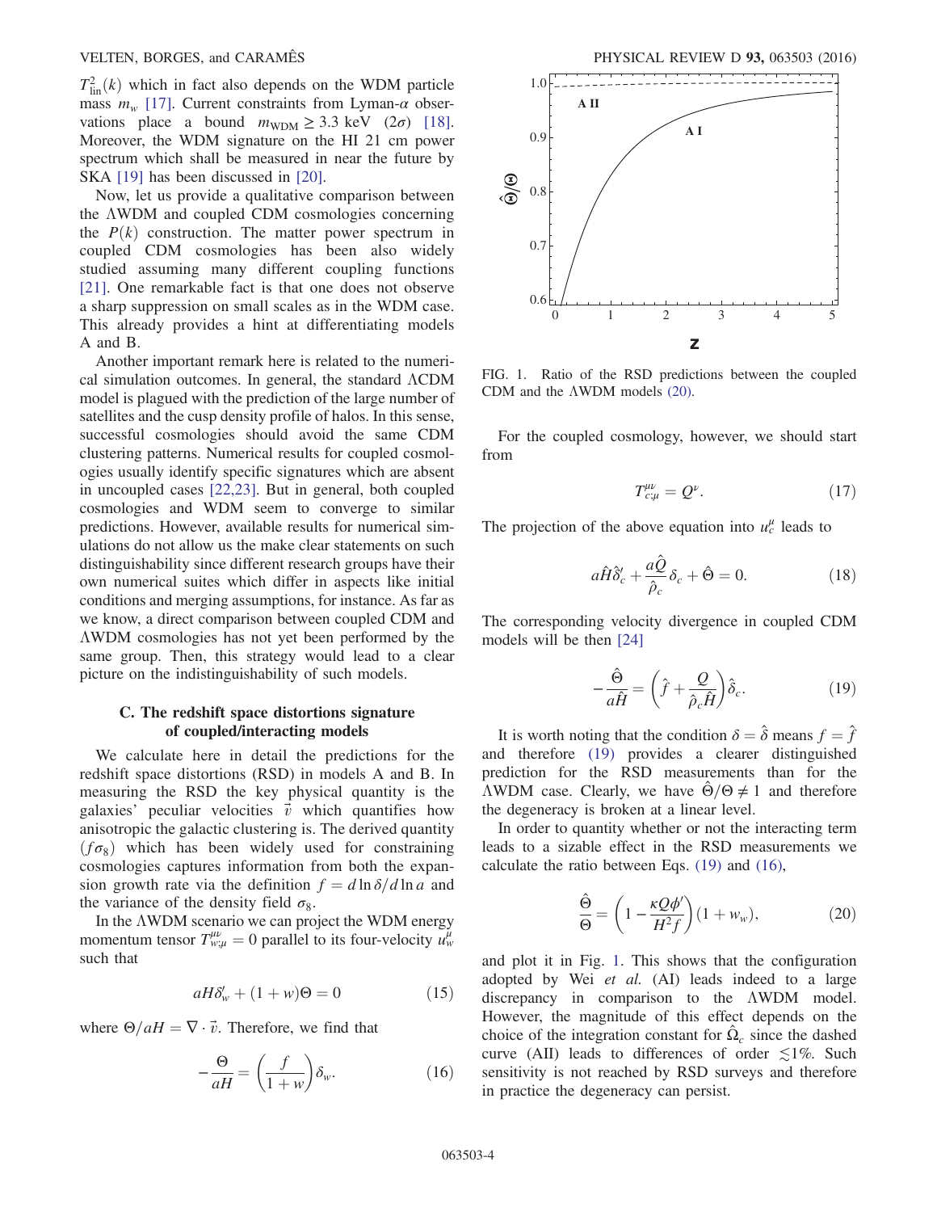$T^2_{\rm lin}(k)$ which in fact also depends on the WDM particle mass $m_w$ [17]. Current constraints from Lyman-$\alpha$ observations place a bound $m_{\rm WDM} \geq 3.3$ keV $(2\sigma)$ [18]. Moreover, the WDM signature on the HI 21 cm power spectrum which shall be measured in near the future by SKA [19] has been discussed in [20].

Now, let us provide a qualitative comparison between the ΛWDM and coupled CDM cosmologies concerning the $P(k)$ construction. The matter power spectrum in coupled CDM cosmologies has been also widely studied assuming many different coupling functions [21]. One remarkable fact is that one does not observe a sharp suppression on small scales as in the WDM case. This already provides a hint at differentiating models A and B.

Another important remark here is related to the numerical simulation outcomes. In general, the standard ΛCDM model is plagued with the prediction of the large number of satellites and the cusp density profile of halos. In this sense, successful cosmologies should avoid the same CDM clustering patterns. Numerical results for coupled cosmologies usually identify specific signatures which are absent in uncoupled cases [22,23]. But in general, both coupled cosmologies and WDM seem to converge to similar predictions. However, available results for numerical simulations do not allow us the make clear statements on such distinguishability since different research groups have their own numerical suites which differ in aspects like initial conditions and merging assumptions, for instance. As far as we know, a direct comparison between coupled CDM and ΛWDM cosmologies has not yet been performed by the same group. Then, this strategy would lead to a clear picture on the indistinguishability of such models.

### C. The redshift space distortions signature of coupled/interacting models

We calculate here in detail the predictions for the redshift space distortions (RSD) in models A and B. In measuring the RSD the key physical quantity is the galaxies' peculiar velocities $\vec{v}$ which quantifies how anisotropic the galactic clustering is. The derived quantity $(f\sigma_8)$ which has been widely used for constraining cosmologies captures information from both the expansion growth rate via the definition $f = d\ln\delta/d\ln a$ and the variance of the density field $\sigma_8$.

In the ΛWDM scenario we can project the WDM energy momentum tensor $T^{\mu\nu}_{w;\mu} = 0$ parallel to its four-velocity $u^\mu_w$ such that

$$aH\delta'_w + (1+w)\Theta = 0 \tag{15}$$

where $\Theta/aH = \nabla\cdot\vec{v}$. Therefore, we find that

$$-\frac{\Theta}{aH} = \left(\frac{f}{1+w}\right)\delta_w. \tag{16}$$

FIG. 1. Ratio of the RSD predictions between the coupled CDM and the ΛWDM models (20).

For the coupled cosmology, however, we should start from

$$T^{\mu\nu}_{c;\mu} = Q^\nu. \tag{17}$$

The projection of the above equation into $u^\mu_c$ leads to

$$a\hat{H}\hat{\delta}'_c + \frac{a\hat{Q}}{\hat{\rho}_c}\delta_c + \hat{\Theta} = 0. \tag{18}$$

The corresponding velocity divergence in coupled CDM models will be then [24]

$$-\frac{\hat{\Theta}}{a\hat{H}} = \left(\hat{f} + \frac{Q}{\hat{\rho}_c\hat{H}}\right)\hat{\delta}_c. \tag{19}$$

It is worth noting that the condition $\delta = \hat{\delta}$ means $f = \hat{f}$ and therefore (19) provides a clearer distinguished prediction for the RSD measurements than for the ΛWDM case. Clearly, we have $\hat{\Theta}/\Theta \neq 1$ and therefore the degeneracy is broken at a linear level.

In order to quantity whether or not the interacting term leads to a sizable effect in the RSD measurements we calculate the ratio between Eqs. (19) and (16),

$$\frac{\hat{\Theta}}{\Theta} = \left(1 - \frac{\kappa Q\phi'}{H^2 f}\right)(1+w_w), \tag{20}$$

and plot it in Fig. 1. This shows that the configuration adopted by Wei *et al.* (AI) leads indeed to a large discrepancy in comparison to the ΛWDM model. However, the magnitude of this effect depends on the choice of the integration constant for $\hat{\Omega}_c$ since the dashed curve (AII) leads to differences of order $\lesssim 1\%$. Such sensitivity is not reached by RSD surveys and therefore in practice the degeneracy can persist.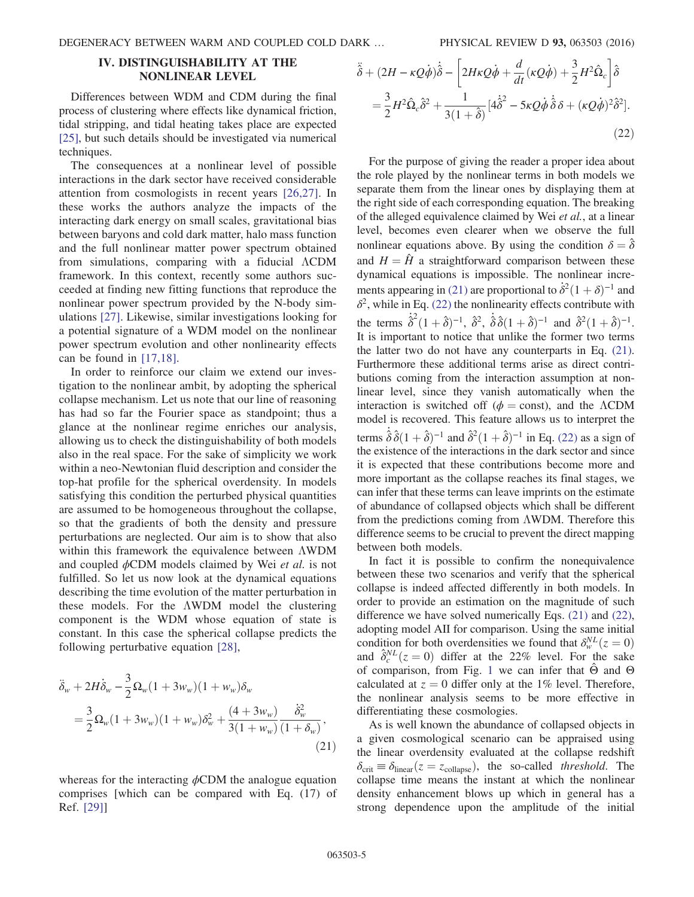## IV. DISTINGUISHABILITY AT THE NONLINEAR LEVEL

Differences between WDM and CDM during the final process of clustering where effects like dynamical friction, tidal stripping, and tidal heating takes place are expected [25], but such details should be investigated via numerical techniques.

The consequences at a nonlinear level of possible interactions in the dark sector have received considerable attention from cosmologists in recent years [26,27]. In these works the authors analyze the impacts of the interacting dark energy on small scales, gravitational bias between baryons and cold dark matter, halo mass function and the full nonlinear matter power spectrum obtained from simulations, comparing with a fiducial ΛCDM framework. In this context, recently some authors succeeded at finding new fitting functions that reproduce the nonlinear power spectrum provided by the N-body simulations [27]. Likewise, similar investigations looking for a potential signature of a WDM model on the nonlinear power spectrum evolution and other nonlinearity effects can be found in [17,18].

In order to reinforce our claim we extend our investigation to the nonlinear ambit, by adopting the spherical collapse mechanism. Let us note that our line of reasoning has had so far the Fourier space as standpoint; thus a glance at the nonlinear regime enriches our analysis, allowing us to check the distinguishability of both models also in the real space. For the sake of simplicity we work within a neo-Newtonian fluid description and consider the top-hat profile for the spherical overdensity. In models satisfying this condition the perturbed physical quantities are assumed to be homogeneous throughout the collapse, so that the gradients of both the density and pressure perturbations are neglected. Our aim is to show that also within this framework the equivalence between ΛWDM and coupled $\phi$CDM models claimed by Wei *et al.* is not fulfilled. So let us now look at the dynamical equations describing the time evolution of the matter perturbation in these models. For the ΛWDM model the clustering component is the WDM whose equation of state is constant. In this case the spherical collapse predicts the following perturbative equation [28],

$$\ddot{\delta}_w + 2H\dot{\delta}_w - \frac{3}{2}\Omega_w(1+3w_w)(1+w_w)\delta_w = \frac{3}{2}\Omega_w(1+3w_w)(1+w_w)\delta_w^2 + \frac{(4+3w_w)}{3(1+w_w)}\frac{\dot{\delta}_w^2}{(1+\delta_w)}, \tag{21}$$

whereas for the interacting $\phi$CDM the analogue equation comprises [which can be compared with Eq. (17) of Ref. [29]]

$$\ddot{\hat{\delta}} + (2H - \kappa Q\dot{\phi})\dot{\hat{\delta}} - \left[2H\kappa Q\dot{\phi} + \frac{d}{dt}(\kappa Q\dot{\phi}) + \frac{3}{2}H^2\hat{\Omega}_c\right]\hat{\delta} = \frac{3}{2}H^2\hat{\Omega}_c\hat{\delta}^2 + \frac{1}{3(1+\hat{\delta})}[4\dot{\hat{\delta}}^2 - 5\kappa Q\dot{\phi}\dot{\hat{\delta}}\delta + (\kappa Q\dot{\phi})^2\hat{\delta}^2]. \tag{22}$$

For the purpose of giving the reader a proper idea about the role played by the nonlinear terms in both models we separate them from the linear ones by displaying them at the right side of each corresponding equation. The breaking of the alleged equivalence claimed by Wei *et al.*, at a linear level, becomes even clearer when we observe the full nonlinear equations above. By using the condition $\delta = \hat{\delta}$ and $H = \hat{H}$ a straightforward comparison between these dynamical equations is impossible. The nonlinear increments appearing in (21) are proportional to $\dot{\delta}^2(1+\delta)^{-1}$ and $\delta^2$, while in Eq. (22) the nonlinearity effects contribute with the terms $\dot{\hat{\delta}}^2(1+\hat{\delta})^{-1}$, $\hat{\delta}^2$, $\dot{\hat{\delta}}\hat{\delta}(1+\hat{\delta})^{-1}$ and $\hat{\delta}^2(1+\hat{\delta})^{-1}$. It is important to notice that unlike the former two terms the latter two do not have any counterparts in Eq. (21). Furthermore these additional terms arise as direct contributions coming from the interaction assumption at nonlinear level, since they vanish automatically when the interaction is switched off ($\phi = \text{const}$), and the ΛCDM model is recovered. This feature allows us to interpret the terms $\dot{\hat{\delta}}\hat{\delta}(1+\hat{\delta})^{-1}$ and $\hat{\delta}^2(1+\hat{\delta})^{-1}$ in Eq. (22) as a sign of the existence of the interactions in the dark sector and since it is expected that these contributions become more and more important as the collapse reaches its final stages, we can infer that these terms can leave imprints on the estimate of abundance of collapsed objects which shall be different from the predictions coming from ΛWDM. Therefore this difference seems to be crucial to prevent the direct mapping between both models.

In fact it is possible to confirm the nonequivalence between these two scenarios and verify that the spherical collapse is indeed affected differently in both models. In order to provide an estimation on the magnitude of such difference we have solved numerically Eqs. (21) and (22), adopting model AII for comparison. Using the same initial condition for both overdensities we found that $\delta_w^{NL}(z=0)$ and $\hat{\delta}_c^{NL}(z=0)$ differ at the 22% level. For the sake of comparison, from Fig. 1 we can infer that $\hat{\Theta}$ and $\Theta$ calculated at $z=0$ differ only at the 1% level. Therefore, the nonlinear analysis seems to be more effective in differentiating these cosmologies.

As is well known the abundance of collapsed objects in a given cosmological scenario can be appraised using the linear overdensity evaluated at the collapse redshift $\delta_{\text{crit}} \equiv \delta_{\text{linear}}(z = z_{\text{collapse}})$, the so-called *threshold*. The collapse time means the instant at which the nonlinear density enhancement blows up which in general has a strong dependence upon the amplitude of the initial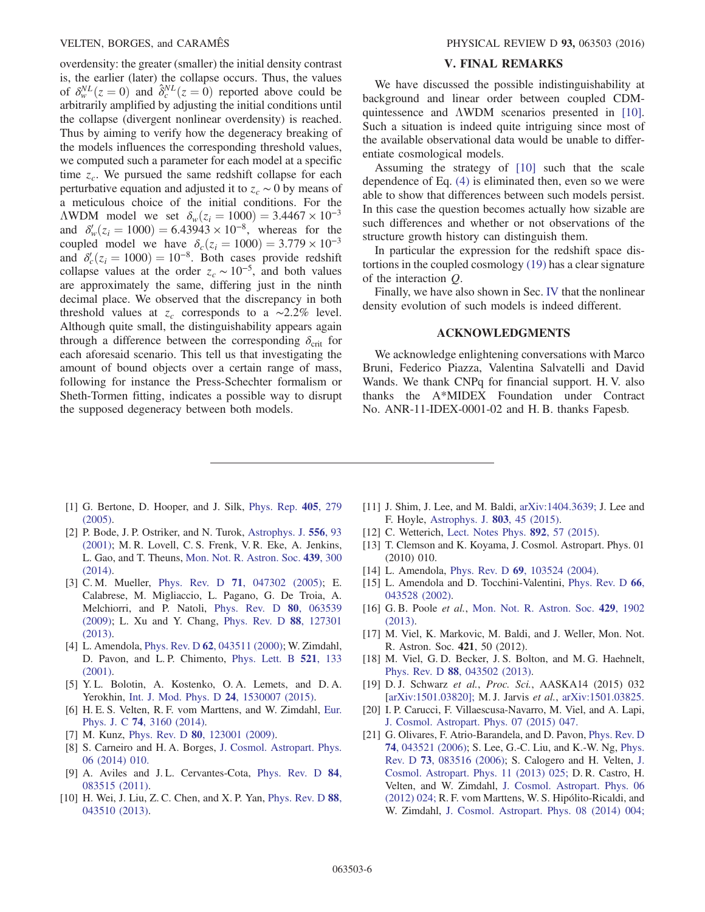overdensity: the greater (smaller) the initial density contrast is, the earlier (later) the collapse occurs. Thus, the values of $\delta_w^{NL}(z=0)$ and $\hat{\delta}_c^{NL}(z=0)$ reported above could be arbitrarily amplified by adjusting the initial conditions until the collapse (divergent nonlinear overdensity) is reached. Thus by aiming to verify how the degeneracy breaking of the models influences the corresponding threshold values, we computed such a parameter for each model at a specific time $z_c$. We pursued the same redshift collapse for each perturbative equation and adjusted it to $z_c \sim 0$ by means of a meticulous choice of the initial conditions. For the ΛWDM model we set $\delta_w(z_i = 1000) = 3.4467 \times 10^{-3}$ and $\delta_w'(z_i = 1000) = 6.43943 \times 10^{-8}$, whereas for the coupled model we have $\delta_c(z_i = 1000) = 3.779 \times 10^{-3}$ and $\delta_c'(z_i = 1000) = 10^{-8}$. Both cases provide redshift collapse values at the order $z_c \sim 10^{-5}$, and both values are approximately the same, differing just in the ninth decimal place. We observed that the discrepancy in both threshold values at $z_c$ corresponds to a ~2.2% level. Although quite small, the distinguishability appears again through a difference between the corresponding $\delta_{\rm crit}$ for each aforesaid scenario. This tell us that investigating the amount of bound objects over a certain range of mass, following for instance the Press-Schechter formalism or Sheth-Tormen fitting, indicates a possible way to disrupt the supposed degeneracy between both models.

## V. FINAL REMARKS

We have discussed the possible indistinguishability at background and linear order between coupled CDM-quintessence and ΛWDM scenarios presented in [10]. Such a situation is indeed quite intriguing since most of the available observational data would be unable to differentiate cosmological models.

Assuming the strategy of [10] such that the scale dependence of Eq. (4) is eliminated then, even so we were able to show that differences between such models persist. In this case the question becomes actually how sizable are such differences and whether or not observations of the structure growth history can distinguish them.

In particular the expression for the redshift space distortions in the coupled cosmology (19) has a clear signature of the interaction $Q$.

Finally, we have also shown in Sec. IV that the nonlinear density evolution of such models is indeed different.

## ACKNOWLEDGMENTS

We acknowledge enlightening conversations with Marco Bruni, Federico Piazza, Valentina Salvatelli and David Wands. We thank CNPq for financial support. H. V. also thanks the A*MIDEX Foundation under Contract No. ANR-11-IDEX-0001-02 and H. B. thanks Fapesb.

---

[1] G. Bertone, D. Hooper, and J. Silk, Phys. Rep. **405**, 279 (2005).

[2] P. Bode, J. P. Ostriker, and N. Turok, Astrophys. J. **556**, 93 (2001); M. R. Lovell, C. S. Frenk, V. R. Eke, A. Jenkins, L. Gao, and T. Theuns, Mon. Not. R. Astron. Soc. **439**, 300 (2014).

[3] C. M. Mueller, Phys. Rev. D **71**, 047302 (2005); E. Calabrese, M. Migliaccio, L. Pagano, G. De Troia, A. Melchiorri, and P. Natoli, Phys. Rev. D **80**, 063539 (2009); L. Xu and Y. Chang, Phys. Rev. D **88**, 127301 (2013).

[4] L. Amendola, Phys. Rev. D **62**, 043511 (2000); W. Zimdahl, D. Pavon, and L. P. Chimento, Phys. Lett. B **521**, 133 (2001).

[5] Y. L. Bolotin, A. Kostenko, O. A. Lemets, and D. A. Yerokhin, Int. J. Mod. Phys. D **24**, 1530007 (2015).

[6] H. E. S. Velten, R. F. vom Marttens, and W. Zimdahl, Eur. Phys. J. C **74**, 3160 (2014).

[7] M. Kunz, Phys. Rev. D **80**, 123001 (2009).

[8] S. Carneiro and H. A. Borges, J. Cosmol. Astropart. Phys. 06 (2014) 010.

[9] A. Aviles and J. L. Cervantes-Cota, Phys. Rev. D **84**, 083515 (2011).

[10] H. Wei, J. Liu, Z. C. Chen, and X. P. Yan, Phys. Rev. D **88**, 043510 (2013).

[11] J. Shim, J. Lee, and M. Baldi, arXiv:1404.3639; J. Lee and F. Hoyle, Astrophys. J. **803**, 45 (2015).

[12] C. Wetterich, Lect. Notes Phys. **892**, 57 (2015).

[13] T. Clemson and K. Koyama, J. Cosmol. Astropart. Phys. 01 (2010) 010.

[14] L. Amendola, Phys. Rev. D **69**, 103524 (2004).

[15] L. Amendola and D. Tocchini-Valentini, Phys. Rev. D **66**, 043528 (2002).

[16] G. B. Poole *et al.*, Mon. Not. R. Astron. Soc. **429**, 1902 (2013).

[17] M. Viel, K. Markovic, M. Baldi, and J. Weller, Mon. Not. R. Astron. Soc. **421**, 50 (2012).

[18] M. Viel, G. D. Becker, J. S. Bolton, and M. G. Haehnelt, Phys. Rev. D **88**, 043502 (2013).

[19] D. J. Schwarz *et al.*, *Proc. Sci.*, AASKA14 (2015) 032 [arXiv:1501.03820]; M. J. Jarvis *et al.*, arXiv:1501.03825.

[20] I. P. Carucci, F. Villaescusa-Navarro, M. Viel, and A. Lapi, J. Cosmol. Astropart. Phys. 07 (2015) 047.

[21] G. Olivares, F. Atrio-Barandela, and D. Pavon, Phys. Rev. D **74**, 043521 (2006); S. Lee, G.-C. Liu, and K.-W. Ng, Phys. Rev. D **73**, 083516 (2006); S. Calogero and H. Velten, J. Cosmol. Astropart. Phys. 11 (2013) 025; D. R. Castro, H. Velten, and W. Zimdahl, J. Cosmol. Astropart. Phys. 06 (2012) 024; R. F. vom Marttens, W. S. Hipólito-Ricaldi, and W. Zimdahl, J. Cosmol. Astropart. Phys. 08 (2014) 004;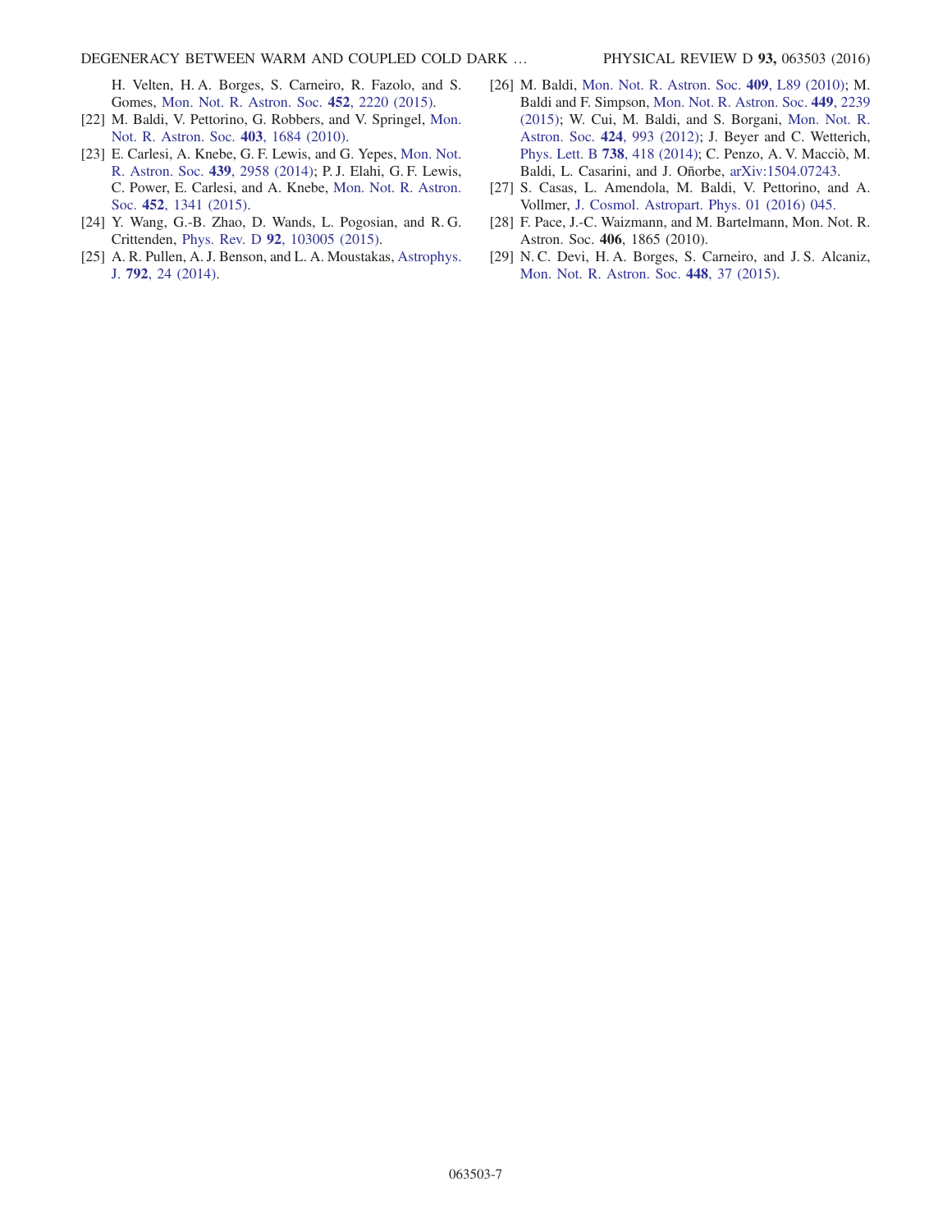H. Velten, H. A. Borges, S. Carneiro, R. Fazolo, and S. Gomes, Mon. Not. R. Astron. Soc. **452**, 2220 (2015).

[22] M. Baldi, V. Pettorino, G. Robbers, and V. Springel, Mon. Not. R. Astron. Soc. **403**, 1684 (2010).

[23] E. Carlesi, A. Knebe, G. F. Lewis, and G. Yepes, Mon. Not. R. Astron. Soc. **439**, 2958 (2014); P. J. Elahi, G. F. Lewis, C. Power, E. Carlesi, and A. Knebe, Mon. Not. R. Astron. Soc. **452**, 1341 (2015).

[24] Y. Wang, G.-B. Zhao, D. Wands, L. Pogosian, and R. G. Crittenden, Phys. Rev. D **92**, 103005 (2015).

[25] A. R. Pullen, A. J. Benson, and L. A. Moustakas, Astrophys. J. **792**, 24 (2014).

[26] M. Baldi, Mon. Not. R. Astron. Soc. **409**, L89 (2010); M. Baldi and F. Simpson, Mon. Not. R. Astron. Soc. **449**, 2239 (2015); W. Cui, M. Baldi, and S. Borgani, Mon. Not. R. Astron. Soc. **424**, 993 (2012); J. Beyer and C. Wetterich, Phys. Lett. B **738**, 418 (2014); C. Penzo, A. V. Macciò, M. Baldi, L. Casarini, and J. Oñorbe, arXiv:1504.07243.

[27] S. Casas, L. Amendola, M. Baldi, V. Pettorino, and A. Vollmer, J. Cosmol. Astropart. Phys. 01 (2016) 045.

[28] F. Pace, J.-C. Waizmann, and M. Bartelmann, Mon. Not. R. Astron. Soc. **406**, 1865 (2010).

[29] N. C. Devi, H. A. Borges, S. Carneiro, and J. S. Alcaniz, Mon. Not. R. Astron. Soc. **448**, 37 (2015).